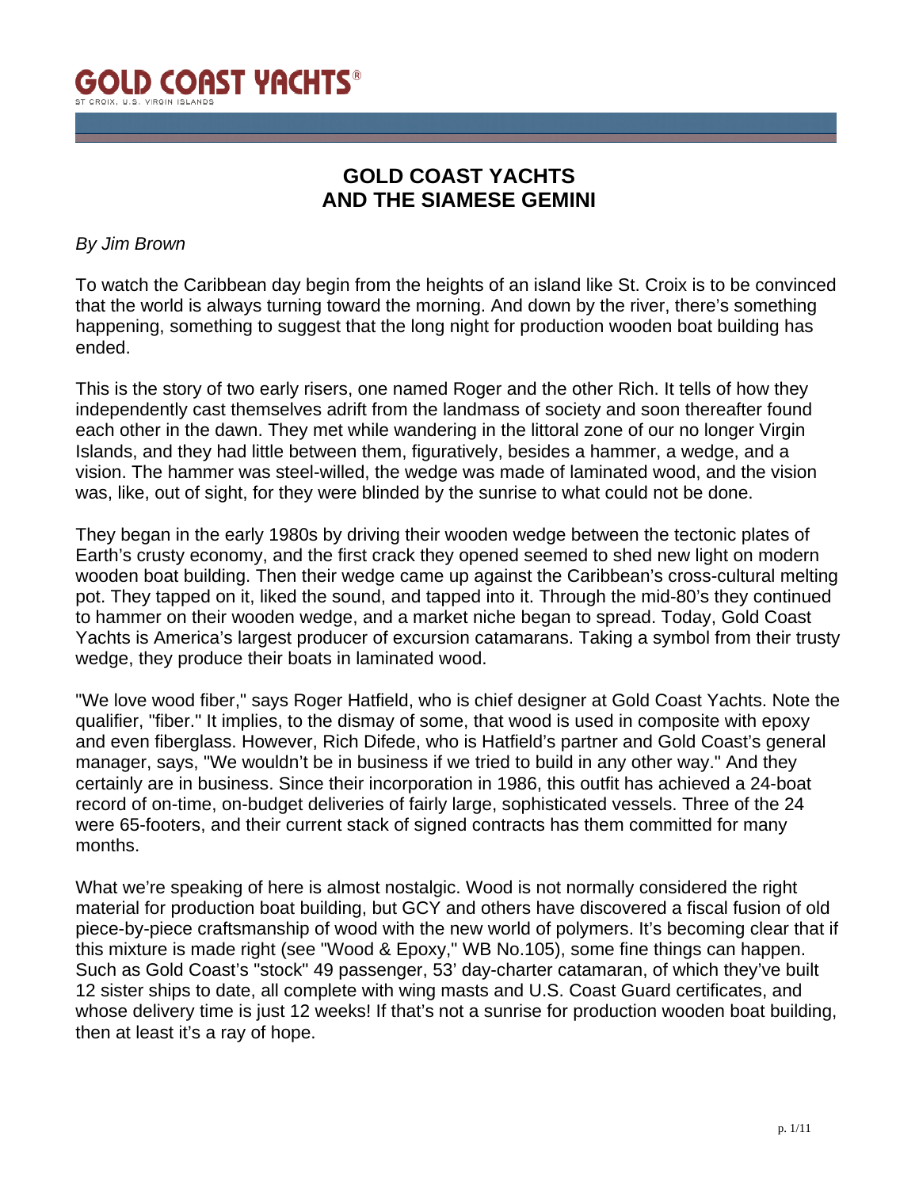# GOLD COAST YACHTS AND THE SIAMESE GEMINI

*By Jim Brown*

To watch the Caribbean day begin from the heights of an island like St. Croix is to be convinced that the world is always turning toward the morning. And down by the river, there's something happening, something to suggest that the long night for production wooden boat building has ended.

This is the story of two early risers, one named Roger and the other Rich. It tells of how they independently cast themselves adrift from the landmass of society and soon thereafter found each other in the dawn. They met while wandering in the littoral zone of our no longer Virgin Islands, and they had little between them, figuratively, besides a hammer, a wedge, and a vision. The hammer was steel-willed, the wedge was made of laminated wood, and the vision was, like, out of sight, for they were blinded by the sunrise to what could not be done.

They began in the early 1980s by driving their wooden wedge between the tectonic plates of Earth's crusty economy, and the first crack they opened seemed to shed new light on modern wooden boat building. Then their wedge came up against the Caribbean's cross-cultural melting pot. They tapped on it, liked the sound, and tapped into it. Through the mid-80's they continued to hammer on their wooden wedge, and a market niche began to spread. Today, Gold Coast Yachts is America's largest producer of excursion catamarans. Taking a symbol from their trusty wedge, they produce their boats in laminated wood.

"We love wood fiber," says Roger Hatfield, who is chief designer at Gold Coast Yachts. Note the qualifier, "fiber." It implies, to the dismay of some, that wood is used in composite with epoxy and even fiberglass. However, Rich Difede, who is Hatfield's partner and Gold Coast's general manager, says, "We wouldn't be in business if we tried to build in any other way." And they certainly are in business. Since their incorporation in 1986, this outfit has achieved a 24-boat record of on-time, on-budget deliveries of fairly large, sophisticated vessels. Three of the 24 were 65-footers, and their current stack of signed contracts has them committed for many months.

What we're speaking of here is almost nostalgic. Wood is not normally considered the right material for production boat building, but GCY and others have discovered a fiscal fusion of old piece-by-piece craftsmanship of wood with the new world of polymers. It's becoming clear that if this mixture is made right (see "Wood & Epoxy," WB No.105), some fine things can happen. Such as Gold Coast's "stock" 49 passenger, 53' day-charter catamaran, of which they've built 12 sister ships to date, all complete with wing masts and U.S. Coast Guard certificates, and whose delivery time is just 12 weeks! If that's not a sunrise for production wooden boat building, then at least it's a ray of hope.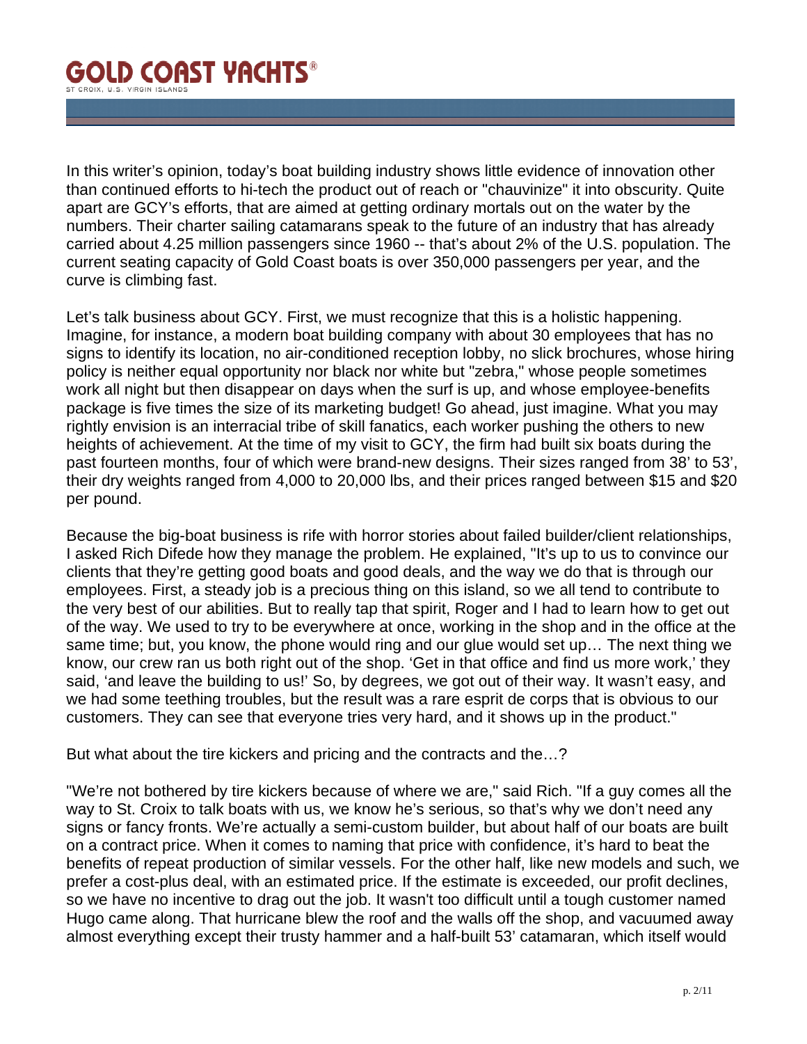In this writer's opinion, today's boat building industry shows little evidence of innovation other than continued efforts to hi-tech the product out of reach or "chauvinize" it into obscurity. Quite apart are GCY's efforts, that are aimed at getting ordinary mortals out on the water by the numbers. Their charter sailing catamarans speak to the future of an industry that has already carried about 4.25 million passengers since 1960 -- that's about 2% of the U.S. population. The current seating capacity of Gold Coast boats is over 350,000 passengers per year, and the curve is climbing fast.

Let's talk business about GCY. First, we must recognize that this is a holistic happening. Imagine, for instance, a modern boat building company with about 30 employees that has no signs to identify its location, no air-conditioned reception lobby, no slick brochures, whose hiring policy is neither equal opportunity nor black nor white but "zebra," whose people sometimes work all night but then disappear on days when the surf is up, and whose employee-benefits package is five times the size of its marketing budget! Go ahead, just imagine. What you may rightly envision is an interracial tribe of skill fanatics, each worker pushing the others to new heights of achievement. At the time of my visit to GCY, the firm had built six boats during the past fourteen months, four of which were brand-new designs. Their sizes ranged from 38' to 53', their dry weights ranged from 4,000 to 20,000 lbs, and their prices ranged between $15 and $20 per pound.

Because the big-boat business is rife with horror stories about failed builder/client relationships, I asked Rich Difede how they manage the problem. He explained, "It's up to us to convince our clients that they're getting good boats and good deals, and the way we do that is through our employees. First, a steady job is a precious thing on this island, so we all tend to contribute to the very best of our abilities. But to really tap that spirit, Roger and I had to learn how to get out of the way. We used to try to be everywhere at once, working in the shop and in the office at the same time; but, you know, the phone would ring and our glue would set up… The next thing we know, our crew ran us both right out of the shop. 'Get in that office and find us more work,' they said, 'and leave the building to us!' So, by degrees, we got out of their way. It wasn't easy, and we had some teething troubles, but the result was a rare esprit de corps that is obvious to our customers. They can see that everyone tries very hard, and it shows up in the product."

But what about the tire kickers and pricing and the contracts and the…?

"We're not bothered by tire kickers because of where we are," said Rich. "If a guy comes all the way to St. Croix to talk boats with us, we know he's serious, so that's why we don't need any signs or fancy fronts. We're actually a semi-custom builder, but about half of our boats are built on a contract price. When it comes to naming that price with confidence, it's hard to beat the benefits of repeat production of similar vessels. For the other half, like new models and such, we prefer a cost-plus deal, with an estimated price. If the estimate is exceeded, our profit declines, so we have no incentive to drag out the job. It wasn't too difficult until a tough customer named Hugo came along. That hurricane blew the roof and the walls off the shop, and vacuumed away almost everything except their trusty hammer and a half-built 53' catamaran, which itself would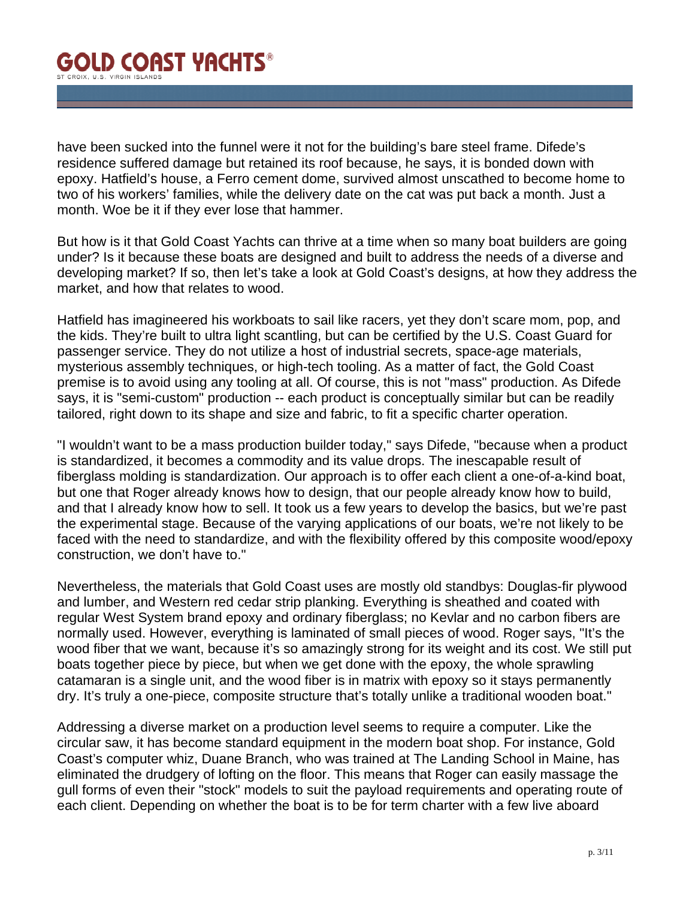have been sucked into the funnel were it not for the building's bare steel frame. Difede's residence suffered damage but retained its roof because, he says, it is bonded down with epoxy. Hatfield's house, a Ferro cement dome, survived almost unscathed to become home to two of his workers' families, while the delivery date on the cat was put back a month. Just a month. Woe be it if they ever lose that hammer.

But how is it that Gold Coast Yachts can thrive at a time when so many boat builders are going under? Is it because these boats are designed and built to address the needs of a diverse and developing market? If so, then let's take a look at Gold Coast's designs, at how they address the market, and how that relates to wood.

Hatfield has imagineered his workboats to sail like racers, yet they don't scare mom, pop, and the kids. They're built to ultra light scantling, but can be certified by the U.S. Coast Guard for passenger service. They do not utilize a host of industrial secrets, space-age materials, mysterious assembly techniques, or high-tech tooling. As a matter of fact, the Gold Coast premise is to avoid using any tooling at all. Of course, this is not "mass" production. As Difede says, it is "semi-custom" production -- each product is conceptually similar but can be readily tailored, right down to its shape and size and fabric, to fit a specific charter operation.

"I wouldn't want to be a mass production builder today," says Difede, "because when a product is standardized, it becomes a commodity and its value drops. The inescapable result of fiberglass molding is standardization. Our approach is to offer each client a one-of-a-kind boat, but one that Roger already knows how to design, that our people already know how to build, and that I already know how to sell. It took us a few years to develop the basics, but we're past the experimental stage. Because of the varying applications of our boats, we're not likely to be faced with the need to standardize, and with the flexibility offered by this composite wood/epoxy construction, we don't have to."

Nevertheless, the materials that Gold Coast uses are mostly old standbys: Douglas-fir plywood and lumber, and Western red cedar strip planking. Everything is sheathed and coated with regular West System brand epoxy and ordinary fiberglass; no Kevlar and no carbon fibers are normally used. However, everything is laminated of small pieces of wood. Roger says, "It's the wood fiber that we want, because it's so amazingly strong for its weight and its cost. We still put boats together piece by piece, but when we get done with the epoxy, the whole sprawling catamaran is a single unit, and the wood fiber is in matrix with epoxy so it stays permanently dry. It's truly a one-piece, composite structure that's totally unlike a traditional wooden boat."

Addressing a diverse market on a production level seems to require a computer. Like the circular saw, it has become standard equipment in the modern boat shop. For instance, Gold Coast's computer whiz, Duane Branch, who was trained at The Landing School in Maine, has eliminated the drudgery of lofting on the floor. This means that Roger can easily massage the gull forms of even their "stock" models to suit the payload requirements and operating route of each client. Depending on whether the boat is to be for term charter with a few live aboard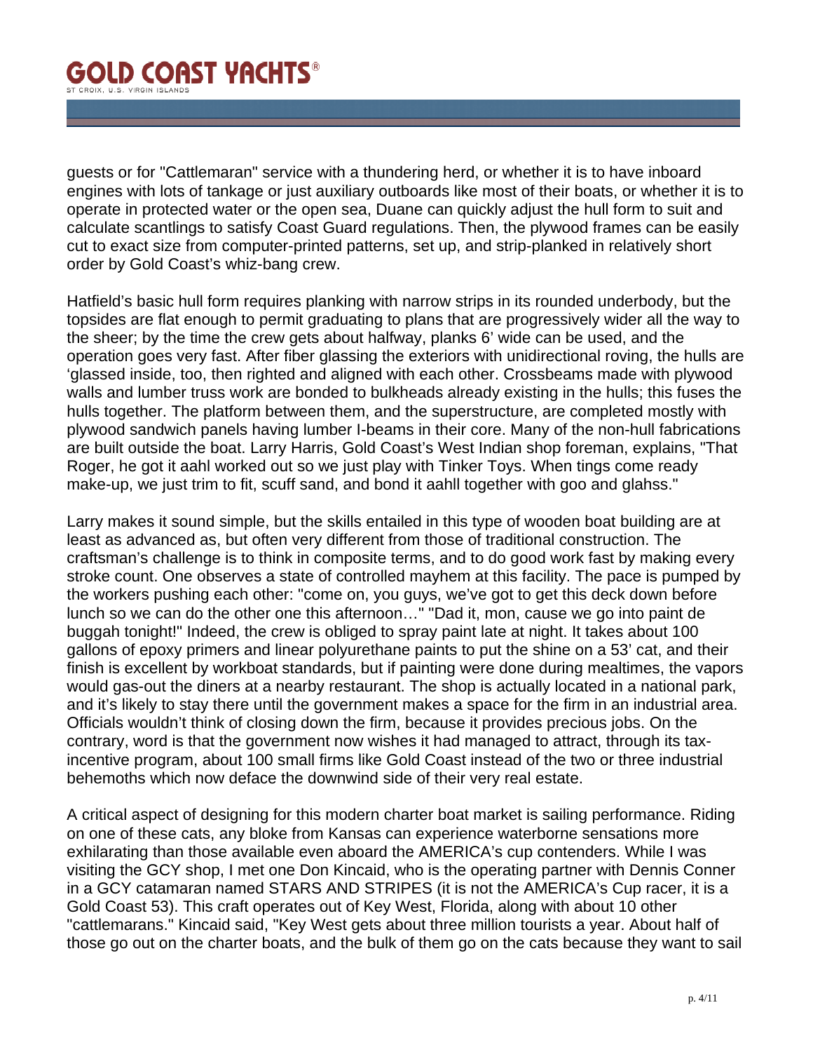guests or for "Cattlemaran" service with a thundering herd, or whether it is to have inboard engines with lots of tankage or just auxiliary outboards like most of their boats, or whether it is to operate in protected water or the open sea, Duane can quickly adjust the hull form to suit and calculate scantlings to satisfy Coast Guard regulations. Then, the plywood frames can be easily cut to exact size from computer-printed patterns, set up, and strip-planked in relatively short order by Gold Coast's whiz-bang crew.

Hatfield's basic hull form requires planking with narrow strips in its rounded underbody, but the topsides are flat enough to permit graduating to plans that are progressively wider all the way to the sheer; by the time the crew gets about halfway, planks 6' wide can be used, and the operation goes very fast. After fiber glassing the exteriors with unidirectional roving, the hulls are 'glassed inside, too, then righted and aligned with each other. Crossbeams made with plywood walls and lumber truss work are bonded to bulkheads already existing in the hulls; this fuses the hulls together. The platform between them, and the superstructure, are completed mostly with plywood sandwich panels having lumber I-beams in their core. Many of the non-hull fabrications are built outside the boat. Larry Harris, Gold Coast's West Indian shop foreman, explains, "That Roger, he got it aahl worked out so we just play with Tinker Toys. When tings come ready make-up, we just trim to fit, scuff sand, and bond it aahll together with goo and glahss."

Larry makes it sound simple, but the skills entailed in this type of wooden boat building are at least as advanced as, but often very different from those of traditional construction. The craftsman's challenge is to think in composite terms, and to do good work fast by making every stroke count. One observes a state of controlled mayhem at this facility. The pace is pumped by the workers pushing each other: "come on, you guys, we've got to get this deck down before lunch so we can do the other one this afternoon…" "Dad it, mon, cause we go into paint de buggah tonight!" Indeed, the crew is obliged to spray paint late at night. It takes about 100 gallons of epoxy primers and linear polyurethane paints to put the shine on a 53' cat, and their finish is excellent by workboat standards, but if painting were done during mealtimes, the vapors would gas-out the diners at a nearby restaurant. The shop is actually located in a national park, and it's likely to stay there until the government makes a space for the firm in an industrial area. Officials wouldn't think of closing down the firm, because it provides precious jobs. On the contrary, word is that the government now wishes it had managed to attract, through its tax-incentive program, about 100 small firms like Gold Coast instead of the two or three industrial behemoths which now deface the downwind side of their very real estate.

A critical aspect of designing for this modern charter boat market is sailing performance. Riding on one of these cats, any bloke from Kansas can experience waterborne sensations more exhilarating than those available even aboard the AMERICA's cup contenders. While I was visiting the GCY shop, I met one Don Kincaid, who is the operating partner with Dennis Conner in a GCY catamaran named STARS AND STRIPES (it is not the AMERICA's Cup racer, it is a Gold Coast 53). This craft operates out of Key West, Florida, along with about 10 other "cattlemarans." Kincaid said, "Key West gets about three million tourists a year. About half of those go out on the charter boats, and the bulk of them go on the cats because they want to sail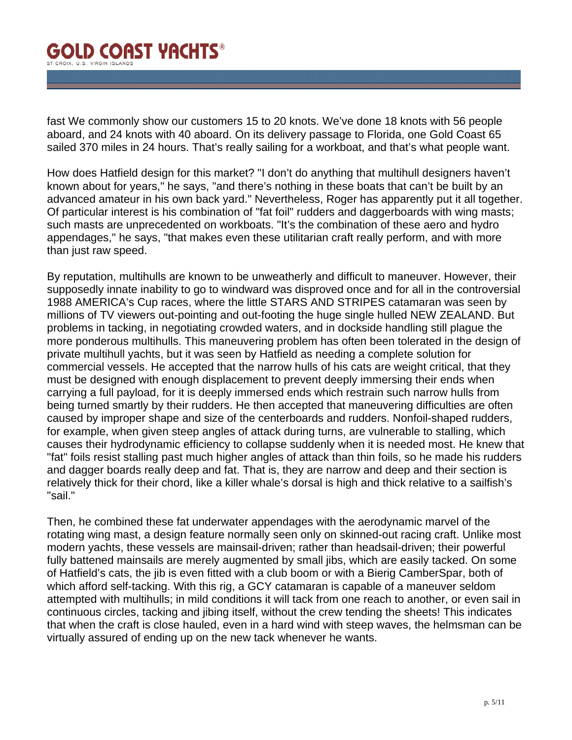fast We commonly show our customers 15 to 20 knots. We've done 18 knots with 56 people aboard, and 24 knots with 40 aboard. On its delivery passage to Florida, one Gold Coast 65 sailed 370 miles in 24 hours. That's really sailing for a workboat, and that's what people want.

How does Hatfield design for this market? "I don't do anything that multihull designers haven't known about for years," he says, "and there's nothing in these boats that can't be built by an advanced amateur in his own back yard." Nevertheless, Roger has apparently put it all together. Of particular interest is his combination of "fat foil" rudders and daggerboards with wing masts; such masts are unprecedented on workboats. "It's the combination of these aero and hydro appendages," he says, "that makes even these utilitarian craft really perform, and with more than just raw speed.

By reputation, multihulls are known to be unweatherly and difficult to maneuver. However, their supposedly innate inability to go to windward was disproved once and for all in the controversial 1988 AMERICA's Cup races, where the little STARS AND STRIPES catamaran was seen by millions of TV viewers out-pointing and out-footing the huge single hulled NEW ZEALAND. But problems in tacking, in negotiating crowded waters, and in dockside handling still plague the more ponderous multihulls. This maneuvering problem has often been tolerated in the design of private multihull yachts, but it was seen by Hatfield as needing a complete solution for commercial vessels. He accepted that the narrow hulls of his cats are weight critical, that they must be designed with enough displacement to prevent deeply immersing their ends when carrying a full payload, for it is deeply immersed ends which restrain such narrow hulls from being turned smartly by their rudders. He then accepted that maneuvering difficulties are often caused by improper shape and size of the centerboards and rudders. Nonfoil-shaped rudders, for example, when given steep angles of attack during turns, are vulnerable to stalling, which causes their hydrodynamic efficiency to collapse suddenly when it is needed most. He knew that "fat" foils resist stalling past much higher angles of attack than thin foils, so he made his rudders and dagger boards really deep and fat. That is, they are narrow and deep and their section is relatively thick for their chord, like a killer whale's dorsal is high and thick relative to a sailfish's "sail."

Then, he combined these fat underwater appendages with the aerodynamic marvel of the rotating wing mast, a design feature normally seen only on skinned-out racing craft. Unlike most modern yachts, these vessels are mainsail-driven; rather than headsail-driven; their powerful fully battened mainsails are merely augmented by small jibs, which are easily tacked. On some of Hatfield's cats, the jib is even fitted with a club boom or with a Bierig CamberSpar, both of which afford self-tacking. With this rig, a GCY catamaran is capable of a maneuver seldom attempted with multihulls; in mild conditions it will tack from one reach to another, or even sail in continuous circles, tacking and jibing itself, without the crew tending the sheets! This indicates that when the craft is close hauled, even in a hard wind with steep waves, the helmsman can be virtually assured of ending up on the new tack whenever he wants.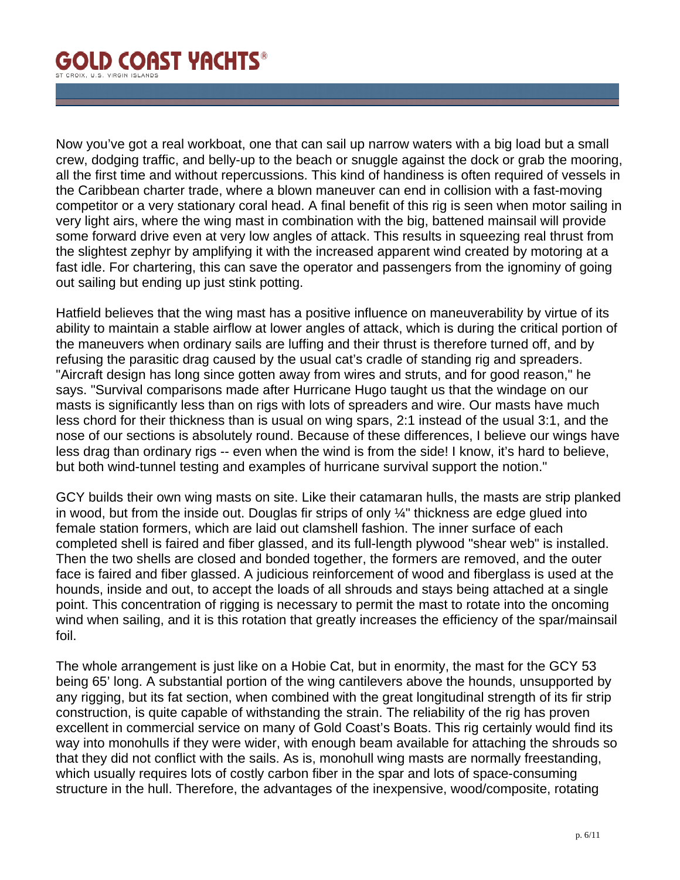Now you've got a real workboat, one that can sail up narrow waters with a big load but a small crew, dodging traffic, and belly-up to the beach or snuggle against the dock or grab the mooring, all the first time and without repercussions. This kind of handiness is often required of vessels in the Caribbean charter trade, where a blown maneuver can end in collision with a fast-moving competitor or a very stationary coral head. A final benefit of this rig is seen when motor sailing in very light airs, where the wing mast in combination with the big, battened mainsail will provide some forward drive even at very low angles of attack. This results in squeezing real thrust from the slightest zephyr by amplifying it with the increased apparent wind created by motoring at a fast idle. For chartering, this can save the operator and passengers from the ignominy of going out sailing but ending up just stink potting.

Hatfield believes that the wing mast has a positive influence on maneuverability by virtue of its ability to maintain a stable airflow at lower angles of attack, which is during the critical portion of the maneuvers when ordinary sails are luffing and their thrust is therefore turned off, and by refusing the parasitic drag caused by the usual cat's cradle of standing rig and spreaders. "Aircraft design has long since gotten away from wires and struts, and for good reason," he says. "Survival comparisons made after Hurricane Hugo taught us that the windage on our masts is significantly less than on rigs with lots of spreaders and wire. Our masts have much less chord for their thickness than is usual on wing spars, 2:1 instead of the usual 3:1, and the nose of our sections is absolutely round. Because of these differences, I believe our wings have less drag than ordinary rigs -- even when the wind is from the side! I know, it's hard to believe, but both wind-tunnel testing and examples of hurricane survival support the notion."

GCY builds their own wing masts on site. Like their catamaran hulls, the masts are strip planked in wood, but from the inside out. Douglas fir strips of only ¼" thickness are edge glued into female station formers, which are laid out clamshell fashion. The inner surface of each completed shell is faired and fiber glassed, and its full-length plywood "shear web" is installed. Then the two shells are closed and bonded together, the formers are removed, and the outer face is faired and fiber glassed. A judicious reinforcement of wood and fiberglass is used at the hounds, inside and out, to accept the loads of all shrouds and stays being attached at a single point. This concentration of rigging is necessary to permit the mast to rotate into the oncoming wind when sailing, and it is this rotation that greatly increases the efficiency of the spar/mainsail foil.

The whole arrangement is just like on a Hobie Cat, but in enormity, the mast for the GCY 53 being 65' long. A substantial portion of the wing cantilevers above the hounds, unsupported by any rigging, but its fat section, when combined with the great longitudinal strength of its fir strip construction, is quite capable of withstanding the strain. The reliability of the rig has proven excellent in commercial service on many of Gold Coast's Boats. This rig certainly would find its way into monohulls if they were wider, with enough beam available for attaching the shrouds so that they did not conflict with the sails. As is, monohull wing masts are normally freestanding, which usually requires lots of costly carbon fiber in the spar and lots of space-consuming structure in the hull. Therefore, the advantages of the inexpensive, wood/composite, rotating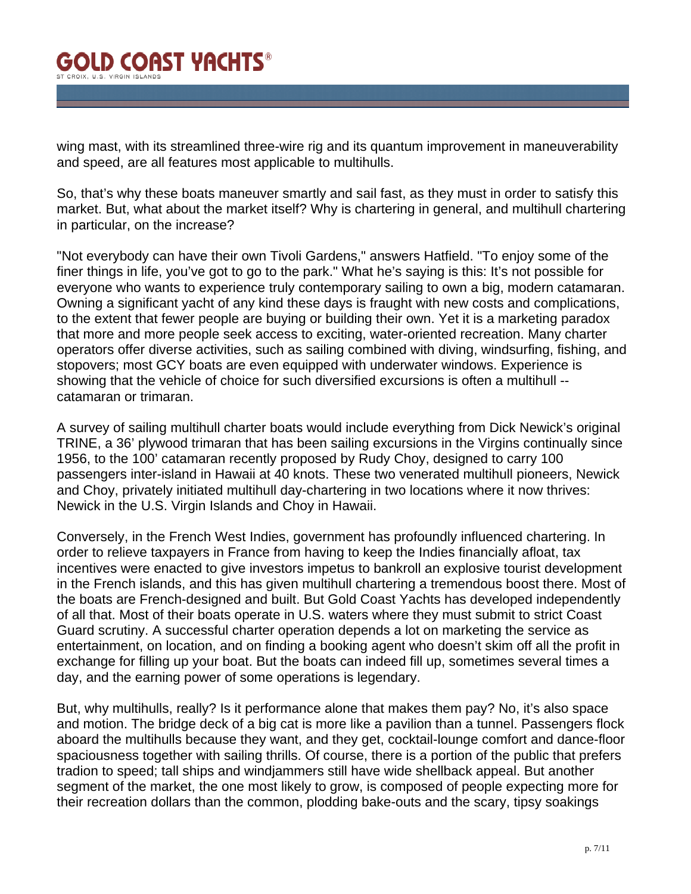wing mast, with its streamlined three-wire rig and its quantum improvement in maneuverability and speed, are all features most applicable to multihulls.

So, that's why these boats maneuver smartly and sail fast, as they must in order to satisfy this market. But, what about the market itself? Why is chartering in general, and multihull chartering in particular, on the increase?

"Not everybody can have their own Tivoli Gardens," answers Hatfield. "To enjoy some of the finer things in life, you've got to go to the park." What he's saying is this: It's not possible for everyone who wants to experience truly contemporary sailing to own a big, modern catamaran. Owning a significant yacht of any kind these days is fraught with new costs and complications, to the extent that fewer people are buying or building their own. Yet it is a marketing paradox that more and more people seek access to exciting, water-oriented recreation. Many charter operators offer diverse activities, such as sailing combined with diving, windsurfing, fishing, and stopovers; most GCY boats are even equipped with underwater windows. Experience is showing that the vehicle of choice for such diversified excursions is often a multihull -- catamaran or trimaran.

A survey of sailing multihull charter boats would include everything from Dick Newick's original TRINE, a 36' plywood trimaran that has been sailing excursions in the Virgins continually since 1956, to the 100' catamaran recently proposed by Rudy Choy, designed to carry 100 passengers inter-island in Hawaii at 40 knots. These two venerated multihull pioneers, Newick and Choy, privately initiated multihull day-chartering in two locations where it now thrives: Newick in the U.S. Virgin Islands and Choy in Hawaii.

Conversely, in the French West Indies, government has profoundly influenced chartering. In order to relieve taxpayers in France from having to keep the Indies financially afloat, tax incentives were enacted to give investors impetus to bankroll an explosive tourist development in the French islands, and this has given multihull chartering a tremendous boost there. Most of the boats are French-designed and built. But Gold Coast Yachts has developed independently of all that. Most of their boats operate in U.S. waters where they must submit to strict Coast Guard scrutiny. A successful charter operation depends a lot on marketing the service as entertainment, on location, and on finding a booking agent who doesn't skim off all the profit in exchange for filling up your boat. But the boats can indeed fill up, sometimes several times a day, and the earning power of some operations is legendary.

But, why multihulls, really? Is it performance alone that makes them pay? No, it's also space and motion. The bridge deck of a big cat is more like a pavilion than a tunnel. Passengers flock aboard the multihulls because they want, and they get, cocktail-lounge comfort and dance-floor spaciousness together with sailing thrills. Of course, there is a portion of the public that prefers tradion to speed; tall ships and windjammers still have wide shellback appeal. But another segment of the market, the one most likely to grow, is composed of people expecting more for their recreation dollars than the common, plodding bake-outs and the scary, tipsy soakings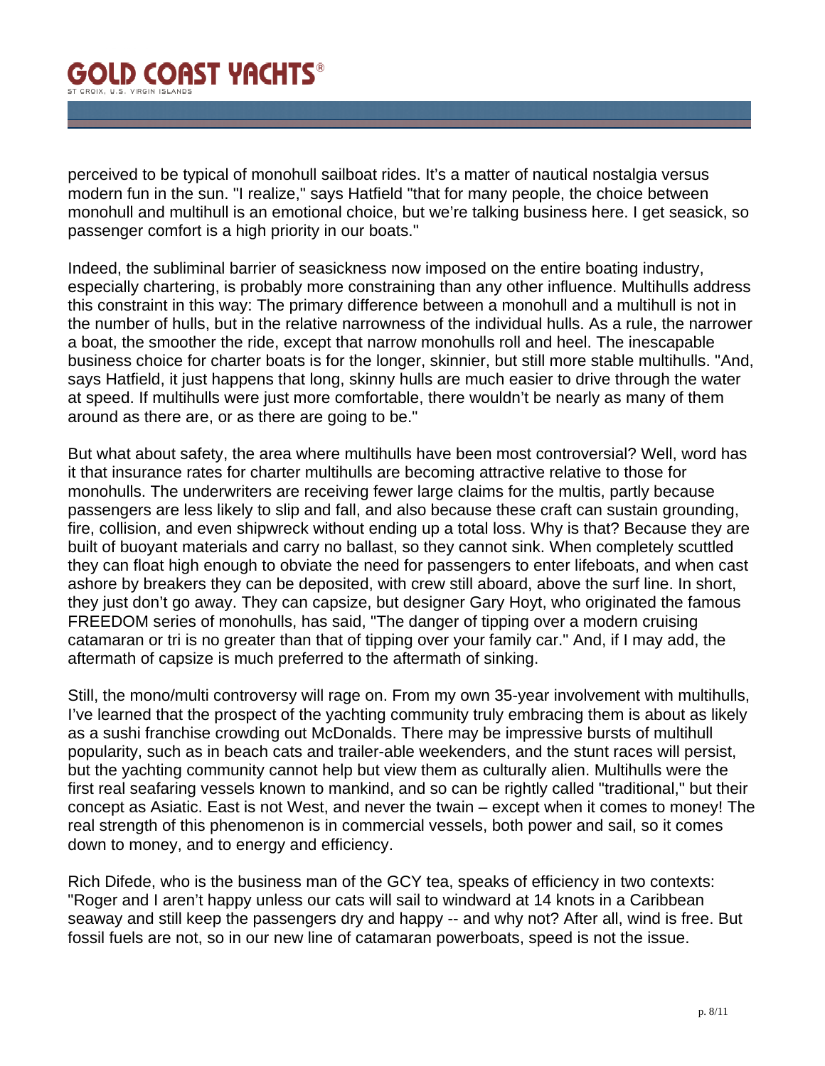perceived to be typical of monohull sailboat rides. It's a matter of nautical nostalgia versus modern fun in the sun. "I realize," says Hatfield "that for many people, the choice between monohull and multihull is an emotional choice, but we're talking business here. I get seasick, so passenger comfort is a high priority in our boats."

Indeed, the subliminal barrier of seasickness now imposed on the entire boating industry, especially chartering, is probably more constraining than any other influence. Multihulls address this constraint in this way: The primary difference between a monohull and a multihull is not in the number of hulls, but in the relative narrowness of the individual hulls. As a rule, the narrower a boat, the smoother the ride, except that narrow monohulls roll and heel. The inescapable business choice for charter boats is for the longer, skinnier, but still more stable multihulls. "And, says Hatfield, it just happens that long, skinny hulls are much easier to drive through the water at speed. If multihulls were just more comfortable, there wouldn't be nearly as many of them around as there are, or as there are going to be."

But what about safety, the area where multihulls have been most controversial? Well, word has it that insurance rates for charter multihulls are becoming attractive relative to those for monohulls. The underwriters are receiving fewer large claims for the multis, partly because passengers are less likely to slip and fall, and also because these craft can sustain grounding, fire, collision, and even shipwreck without ending up a total loss. Why is that? Because they are built of buoyant materials and carry no ballast, so they cannot sink. When completely scuttled they can float high enough to obviate the need for passengers to enter lifeboats, and when cast ashore by breakers they can be deposited, with crew still aboard, above the surf line. In short, they just don't go away. They can capsize, but designer Gary Hoyt, who originated the famous FREEDOM series of monohulls, has said, "The danger of tipping over a modern cruising catamaran or tri is no greater than that of tipping over your family car." And, if I may add, the aftermath of capsize is much preferred to the aftermath of sinking.

Still, the mono/multi controversy will rage on. From my own 35-year involvement with multihulls, I've learned that the prospect of the yachting community truly embracing them is about as likely as a sushi franchise crowding out McDonalds. There may be impressive bursts of multihull popularity, such as in beach cats and trailer-able weekenders, and the stunt races will persist, but the yachting community cannot help but view them as culturally alien. Multihulls were the first real seafaring vessels known to mankind, and so can be rightly called "traditional," but their concept as Asiatic. East is not West, and never the twain – except when it comes to money! The real strength of this phenomenon is in commercial vessels, both power and sail, so it comes down to money, and to energy and efficiency.

Rich Difede, who is the business man of the GCY tea, speaks of efficiency in two contexts: "Roger and I aren't happy unless our cats will sail to windward at 14 knots in a Caribbean seaway and still keep the passengers dry and happy -- and why not? After all, wind is free. But fossil fuels are not, so in our new line of catamaran powerboats, speed is not the issue.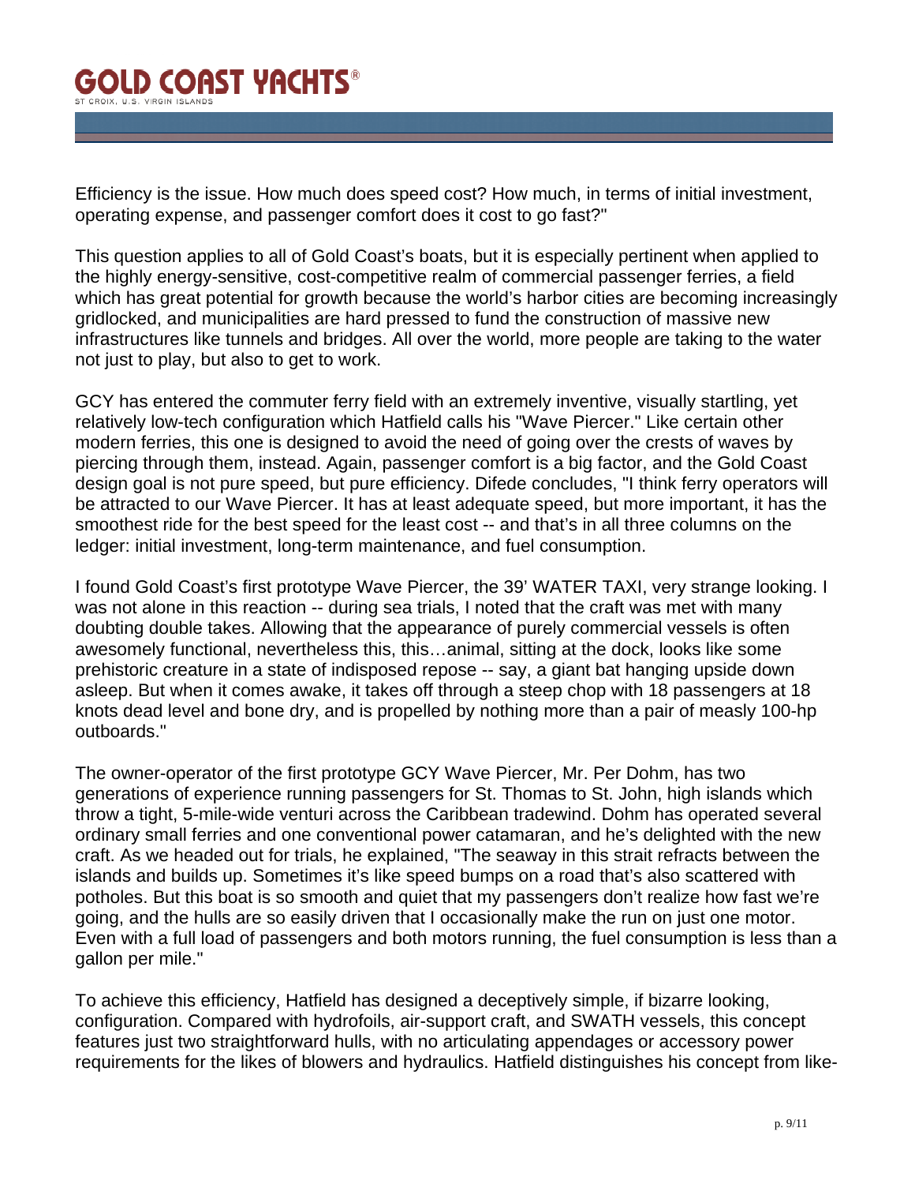Efficiency is the issue. How much does speed cost? How much, in terms of initial investment, operating expense, and passenger comfort does it cost to go fast?"

This question applies to all of Gold Coast's boats, but it is especially pertinent when applied to the highly energy-sensitive, cost-competitive realm of commercial passenger ferries, a field which has great potential for growth because the world's harbor cities are becoming increasingly gridlocked, and municipalities are hard pressed to fund the construction of massive new infrastructures like tunnels and bridges. All over the world, more people are taking to the water not just to play, but also to get to work.

GCY has entered the commuter ferry field with an extremely inventive, visually startling, yet relatively low-tech configuration which Hatfield calls his "Wave Piercer." Like certain other modern ferries, this one is designed to avoid the need of going over the crests of waves by piercing through them, instead. Again, passenger comfort is a big factor, and the Gold Coast design goal is not pure speed, but pure efficiency. Difede concludes, "I think ferry operators will be attracted to our Wave Piercer. It has at least adequate speed, but more important, it has the smoothest ride for the best speed for the least cost -- and that's in all three columns on the ledger: initial investment, long-term maintenance, and fuel consumption.

I found Gold Coast's first prototype Wave Piercer, the 39' WATER TAXI, very strange looking. I was not alone in this reaction -- during sea trials, I noted that the craft was met with many doubting double takes. Allowing that the appearance of purely commercial vessels is often awesomely functional, nevertheless this, this…animal, sitting at the dock, looks like some prehistoric creature in a state of indisposed repose -- say, a giant bat hanging upside down asleep. But when it comes awake, it takes off through a steep chop with 18 passengers at 18 knots dead level and bone dry, and is propelled by nothing more than a pair of measly 100-hp outboards."

The owner-operator of the first prototype GCY Wave Piercer, Mr. Per Dohm, has two generations of experience running passengers for St. Thomas to St. John, high islands which throw a tight, 5-mile-wide venturi across the Caribbean tradewind. Dohm has operated several ordinary small ferries and one conventional power catamaran, and he's delighted with the new craft. As we headed out for trials, he explained, "The seaway in this strait refracts between the islands and builds up. Sometimes it's like speed bumps on a road that's also scattered with potholes. But this boat is so smooth and quiet that my passengers don't realize how fast we're going, and the hulls are so easily driven that I occasionally make the run on just one motor. Even with a full load of passengers and both motors running, the fuel consumption is less than a gallon per mile."

To achieve this efficiency, Hatfield has designed a deceptively simple, if bizarre looking, configuration. Compared with hydrofoils, air-support craft, and SWATH vessels, this concept features just two straightforward hulls, with no articulating appendages or accessory power requirements for the likes of blowers and hydraulics. Hatfield distinguishes his concept from like-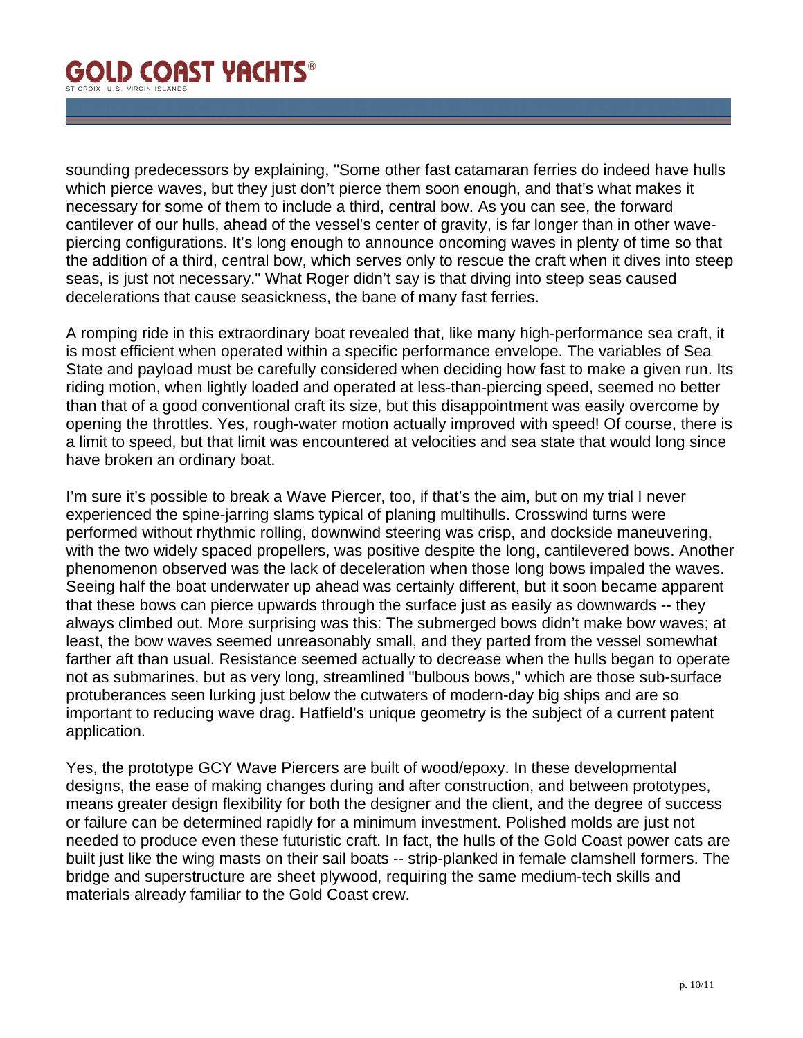sounding predecessors by explaining, "Some other fast catamaran ferries do indeed have hulls which pierce waves, but they just don't pierce them soon enough, and that's what makes it necessary for some of them to include a third, central bow. As you can see, the forward cantilever of our hulls, ahead of the vessel's center of gravity, is far longer than in other wave-piercing configurations. It's long enough to announce oncoming waves in plenty of time so that the addition of a third, central bow, which serves only to rescue the craft when it dives into steep seas, is just not necessary." What Roger didn't say is that diving into steep seas caused decelerations that cause seasickness, the bane of many fast ferries.

A romping ride in this extraordinary boat revealed that, like many high-performance sea craft, it is most efficient when operated within a specific performance envelope. The variables of Sea State and payload must be carefully considered when deciding how fast to make a given run. Its riding motion, when lightly loaded and operated at less-than-piercing speed, seemed no better than that of a good conventional craft its size, but this disappointment was easily overcome by opening the throttles. Yes, rough-water motion actually improved with speed! Of course, there is a limit to speed, but that limit was encountered at velocities and sea state that would long since have broken an ordinary boat.

I'm sure it's possible to break a Wave Piercer, too, if that's the aim, but on my trial I never experienced the spine-jarring slams typical of planing multihulls. Crosswind turns were performed without rhythmic rolling, downwind steering was crisp, and dockside maneuvering, with the two widely spaced propellers, was positive despite the long, cantilevered bows. Another phenomenon observed was the lack of deceleration when those long bows impaled the waves. Seeing half the boat underwater up ahead was certainly different, but it soon became apparent that these bows can pierce upwards through the surface just as easily as downwards -- they always climbed out. More surprising was this: The submerged bows didn't make bow waves; at least, the bow waves seemed unreasonably small, and they parted from the vessel somewhat farther aft than usual. Resistance seemed actually to decrease when the hulls began to operate not as submarines, but as very long, streamlined "bulbous bows," which are those sub-surface protuberances seen lurking just below the cutwaters of modern-day big ships and are so important to reducing wave drag. Hatfield's unique geometry is the subject of a current patent application.

Yes, the prototype GCY Wave Piercers are built of wood/epoxy. In these developmental designs, the ease of making changes during and after construction, and between prototypes, means greater design flexibility for both the designer and the client, and the degree of success or failure can be determined rapidly for a minimum investment. Polished molds are just not needed to produce even these futuristic craft. In fact, the hulls of the Gold Coast power cats are built just like the wing masts on their sail boats -- strip-planked in female clamshell formers. The bridge and superstructure are sheet plywood, requiring the same medium-tech skills and materials already familiar to the Gold Coast crew.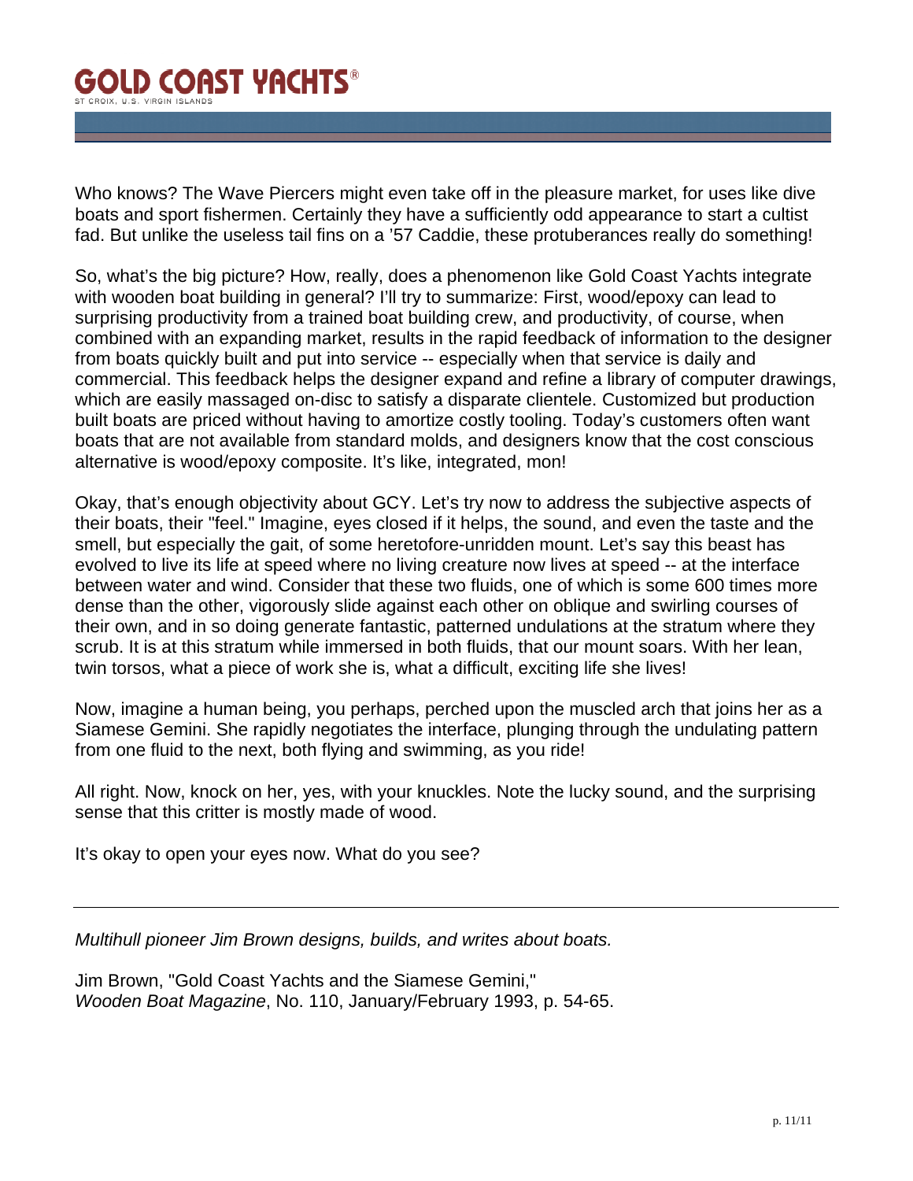Who knows? The Wave Piercers might even take off in the pleasure market, for uses like dive boats and sport fishermen. Certainly they have a sufficiently odd appearance to start a cultist fad. But unlike the useless tail fins on a '57 Caddie, these protuberances really do something!

So, what's the big picture? How, really, does a phenomenon like Gold Coast Yachts integrate with wooden boat building in general? I'll try to summarize: First, wood/epoxy can lead to surprising productivity from a trained boat building crew, and productivity, of course, when combined with an expanding market, results in the rapid feedback of information to the designer from boats quickly built and put into service -- especially when that service is daily and commercial. This feedback helps the designer expand and refine a library of computer drawings, which are easily massaged on-disc to satisfy a disparate clientele. Customized but production built boats are priced without having to amortize costly tooling. Today's customers often want boats that are not available from standard molds, and designers know that the cost conscious alternative is wood/epoxy composite. It's like, integrated, mon!

Okay, that's enough objectivity about GCY. Let's try now to address the subjective aspects of their boats, their "feel." Imagine, eyes closed if it helps, the sound, and even the taste and the smell, but especially the gait, of some heretofore-unridden mount. Let's say this beast has evolved to live its life at speed where no living creature now lives at speed -- at the interface between water and wind. Consider that these two fluids, one of which is some 600 times more dense than the other, vigorously slide against each other on oblique and swirling courses of their own, and in so doing generate fantastic, patterned undulations at the stratum where they scrub. It is at this stratum while immersed in both fluids, that our mount soars. With her lean, twin torsos, what a piece of work she is, what a difficult, exciting life she lives!

Now, imagine a human being, you perhaps, perched upon the muscled arch that joins her as a Siamese Gemini. She rapidly negotiates the interface, plunging through the undulating pattern from one fluid to the next, both flying and swimming, as you ride!

All right. Now, knock on her, yes, with your knuckles. Note the lucky sound, and the surprising sense that this critter is mostly made of wood.

It's okay to open your eyes now. What do you see?

---

*Multihull pioneer Jim Brown designs, builds, and writes about boats.*

Jim Brown, "Gold Coast Yachts and the Siamese Gemini,"
*Wooden Boat Magazine*, No. 110, January/February 1993, p. 54-65.